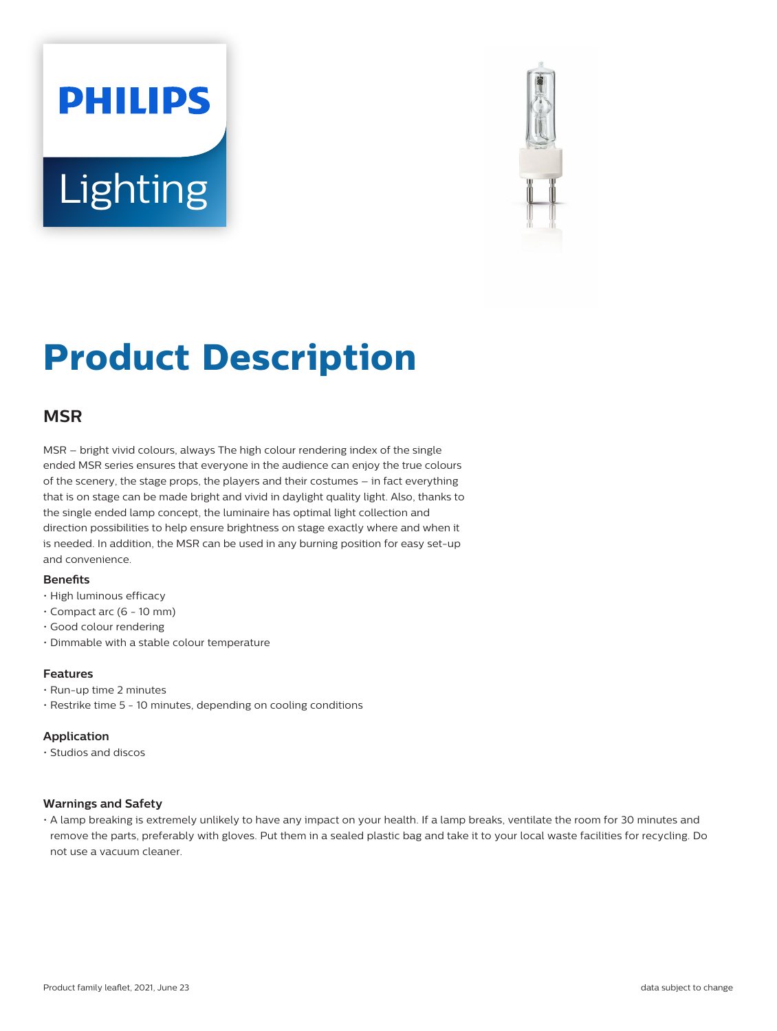PHILIPS

Lighting

# Product Description

## MSR

MSR – bright vivid colours, always The high colour rendering index of the single ended MSR series ensures that everyone in the audience can enjoy the true colours of the scenery, the stage props, the players and their costumes – in fact everything that is on stage can be made bright and vivid in daylight quality light. Also, thanks to the single ended lamp concept, the luminaire has optimal light collection and direction possibilities to help ensure brightness on stage exactly where and when it is needed. In addition, the MSR can be used in any burning position for easy set-up and convenience.

### Benefits

- High luminous efficacy
- Compact arc (6 - 10 mm)
- Good colour rendering
- Dimmable with a stable colour temperature

### Features

- Run-up time 2 minutes
- Restrike time 5 - 10 minutes, depending on cooling conditions

### Application

- Studios and discos

### Warnings and Safety

- A lamp breaking is extremely unlikely to have any impact on your health. If a lamp breaks, ventilate the room for 30 minutes and remove the parts, preferably with gloves. Put them in a sealed plastic bag and take it to your local waste facilities for recycling. Do not use a vacuum cleaner.

Product family leaflet, 2021, June 23 — data subject to change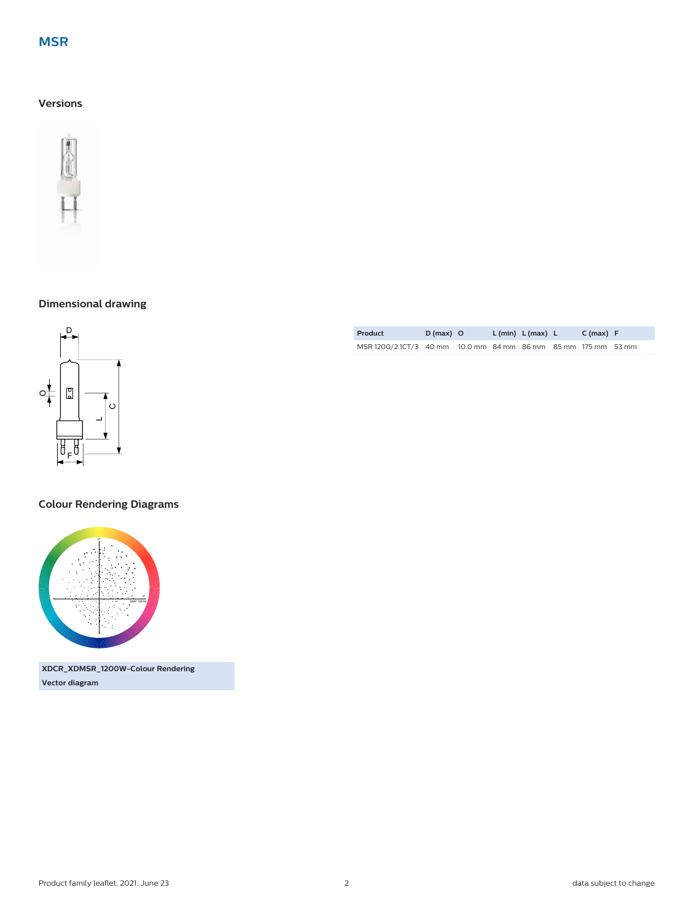## MSR

### Versions

### Dimensional drawing

| Product | D (max) | O | L (min) | L (max) | L | C (max) | F |
|---|---|---|---|---|---|---|---|
| MSR 1200/2.1CT/3 | 40 mm | 10.0 mm | 84 mm | 86 mm | 85 mm | 175 mm | 53 mm |

### Colour Rendering Diagrams

**XDCR_XDMSR_1200W-Colour Rendering Vector diagram**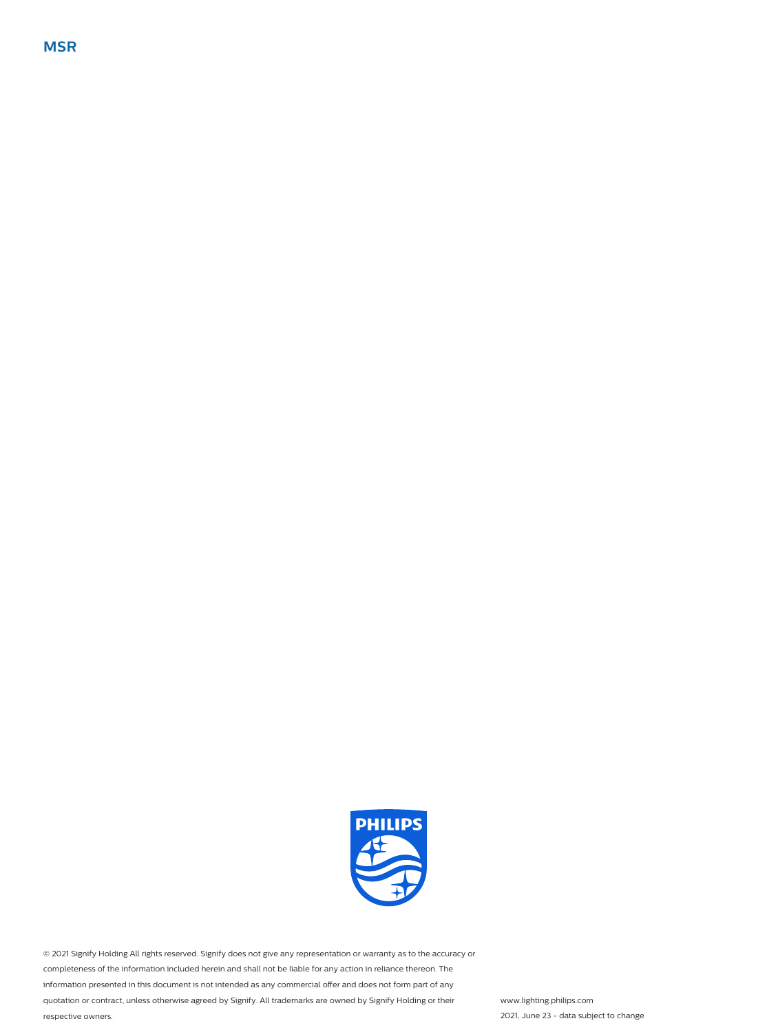© 2021 Signify Holding All rights reserved. Signify does not give any representation or warranty as to the accuracy or completeness of the information included herein and shall not be liable for any action in reliance thereon. The information presented in this document is not intended as any commercial offer and does not form part of any quotation or contract, unless otherwise agreed by Signify. All trademarks are owned by Signify Holding or their respective owners.

www.lighting.philips.com

2021, June 23 - data subject to change